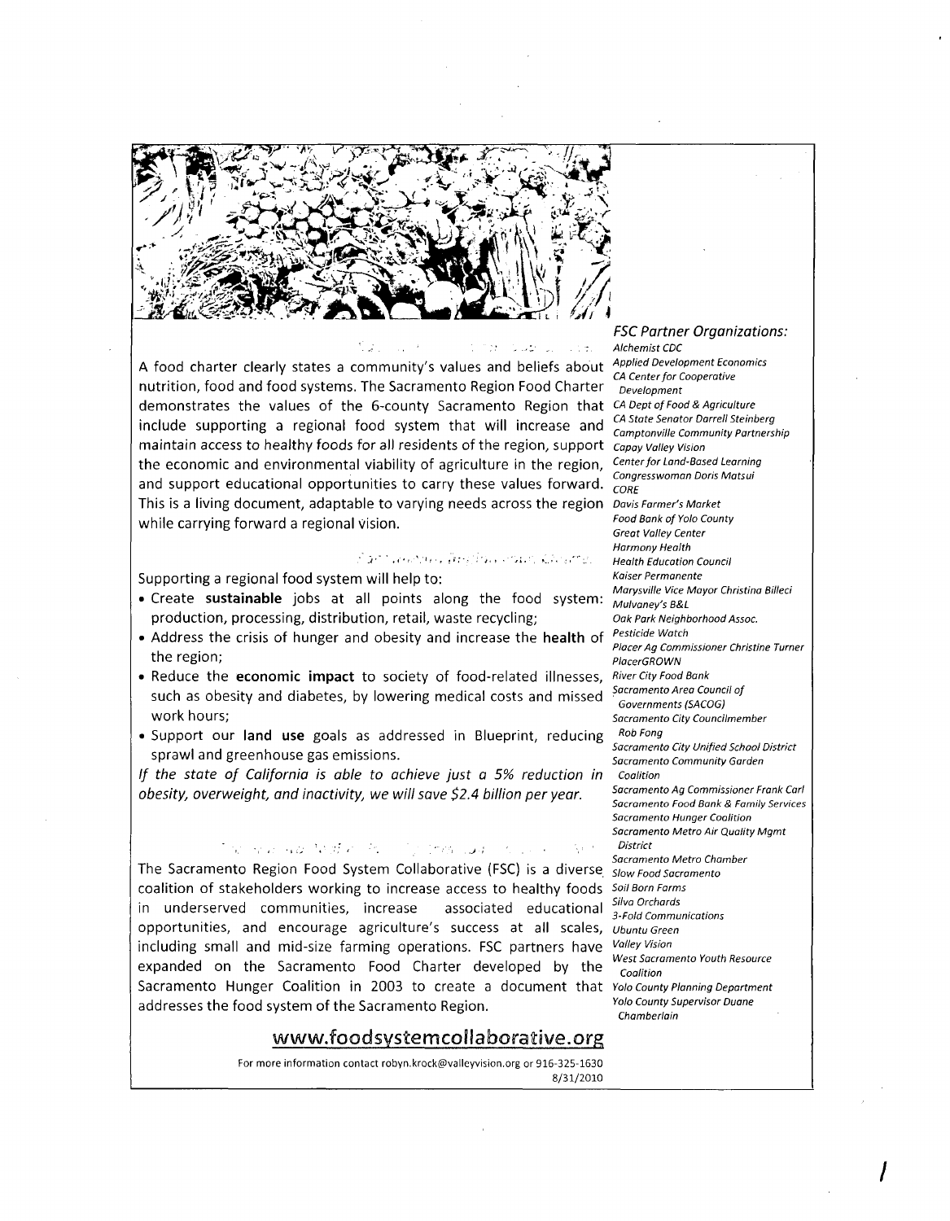A food charter clearly states a community's values and beliefs about nutrition, food and food systems. The Sacramento Region Food Charter demonstrates the values of the 6-county Sacramento Region that include supporting a regional food system that will increase and maintain access to healthy foods for all residents of the region, support the economic and environmental viability of agriculture in the region, and support educational opportunities to carry these values forward. This is a living document, adaptable to varying needs across the region while carrying forward a regional vision.

Supporting a regional food system will help to:

- Create **sustainable** jobs at all points along the food system: production, processing, distribution, retail, waste recycling;
- Address the crisis of hunger and obesity and increase the **health** of the region;
- Reduce the **economic impact** to society of food-related illnesses, such as obesity and diabetes, by lowering medical costs and missed work hours;
- Support our **land use** goals as addressed in Blueprint, reducing sprawl and greenhouse gas emissions.

*If the state of California is able to achieve just a 5% reduction in obesity, overweight, and inactivity, we will save $2.4 billion per year.*

The Sacramento Region Food System Collaborative (FSC) is a diverse coalition of stakeholders working to increase access to healthy foods in underserved communities, increase associated educational opportunities, and encourage agriculture's success at all scales, including small and mid-size farming operations. FSC partners have expanded on the Sacramento Food Charter developed by the Sacramento Hunger Coalition in 2003 to create a document that addresses the food system of the Sacramento Region.

## www.foodsystemcollaborative.org

For more information contact robyn.krock@valleyvision.org or 916-325-1630

8/31/2010

### *FSC Partner Organizations:*

*Alchemist CDC*
*Applied Development Economics*
*CA Center for Cooperative Development*
*CA Dept of Food & Agriculture*
*CA State Senator Darrell Steinberg*
*Camptonville Community Partnership*
*Capay Valley Vision*
*Center for Land-Based Learning*
*Congresswoman Doris Matsui*
*CORE*
*Davis Farmer's Market*
*Food Bank of Yolo County*
*Great Valley Center*
*Harmony Health*
*Health Education Council*
*Kaiser Permanente*
*Marysville Vice Mayor Christina Billeci*
*Mulvaney's B&L*
*Oak Park Neighborhood Assoc.*
*Pesticide Watch*
*Placer Ag Commissioner Christine Turner*
*PlacerGROWN*
*River City Food Bank*
*Sacramento Area Council of Governments (SACOG)*
*Sacramento City Councilmember Rob Fong*
*Sacramento City Unified School District*
*Sacramento Community Garden Coalition*
*Sacramento Ag Commissioner Frank Carl*
*Sacramento Food Bank & Family Services*
*Sacramento Hunger Coalition*
*Sacramento Metro Air Quality Mgmt District*
*Sacramento Metro Chamber*
*Slow Food Sacramento*
*Soil Born Farms*
*Silva Orchards*
*3-Fold Communications*
*Ubuntu Green*
*Valley Vision*
*West Sacramento Youth Resource Coalition*
*Yolo County Planning Department*
*Yolo County Supervisor Duane Chamberlain*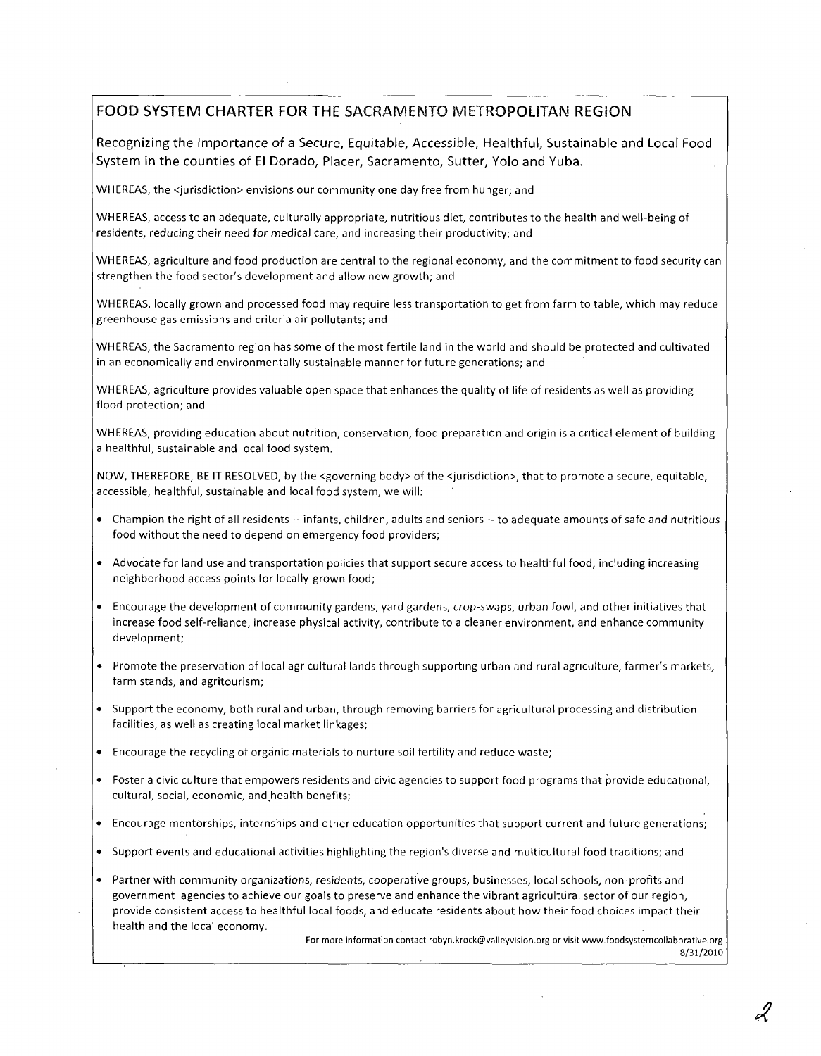## FOOD SYSTEM CHARTER FOR THE SACRAMENTO METROPOLITAN REGION

Recognizing the Importance of a Secure, Equitable, Accessible, Healthful, Sustainable and Local Food System in the counties of El Dorado, Placer, Sacramento, Sutter, Yolo and Yuba.

WHEREAS, the <jurisdiction> envisions our community one day free from hunger; and

WHEREAS, access to an adequate, culturally appropriate, nutritious diet, contributes to the health and well-being of residents, reducing their need for medical care, and increasing their productivity; and

WHEREAS, agriculture and food production are central to the regional economy, and the commitment to food security can strengthen the food sector's development and allow new growth; and

WHEREAS, locally grown and processed food may require less transportation to get from farm to table, which may reduce greenhouse gas emissions and criteria air pollutants; and

WHEREAS, the Sacramento region has some of the most fertile land in the world and should be protected and cultivated in an economically and environmentally sustainable manner for future generations; and

WHEREAS, agriculture provides valuable open space that enhances the quality of life of residents as well as providing flood protection; and

WHEREAS, providing education about nutrition, conservation, food preparation and origin is a critical element of building a healthful, sustainable and local food system.

NOW, THEREFORE, BE IT RESOLVED, by the <governing body> of the <jurisdiction>, that to promote a secure, equitable, accessible, healthful, sustainable and local food system, we will:

- Champion the right of all residents -- infants, children, adults and seniors -- to adequate amounts of safe and nutritious food without the need to depend on emergency food providers;
- Advocate for land use and transportation policies that support secure access to healthful food, including increasing neighborhood access points for locally-grown food;
- Encourage the development of community gardens, yard gardens, crop-swaps, urban fowl, and other initiatives that increase food self-reliance, increase physical activity, contribute to a cleaner environment, and enhance community development;
- Promote the preservation of local agricultural lands through supporting urban and rural agriculture, farmer's markets, farm stands, and agritourism;
- Support the economy, both rural and urban, through removing barriers for agricultural processing and distribution facilities, as well as creating local market linkages;
- Encourage the recycling of organic materials to nurture soil fertility and reduce waste;
- Foster a civic culture that empowers residents and civic agencies to support food programs that provide educational, cultural, social, economic, and health benefits;
- Encourage mentorships, internships and other education opportunities that support current and future generations;
- Support events and educational activities highlighting the region's diverse and multicultural food traditions; and
- Partner with community organizations, residents, cooperative groups, businesses, local schools, non-profits and government agencies to achieve our goals to preserve and enhance the vibrant agricultural sector of our region, provide consistent access to healthful local foods, and educate residents about how their food choices impact their health and the local economy.

For more information contact robyn.krock@valleyvision.org or visit www.foodsystemcollaborative.org
8/31/2010